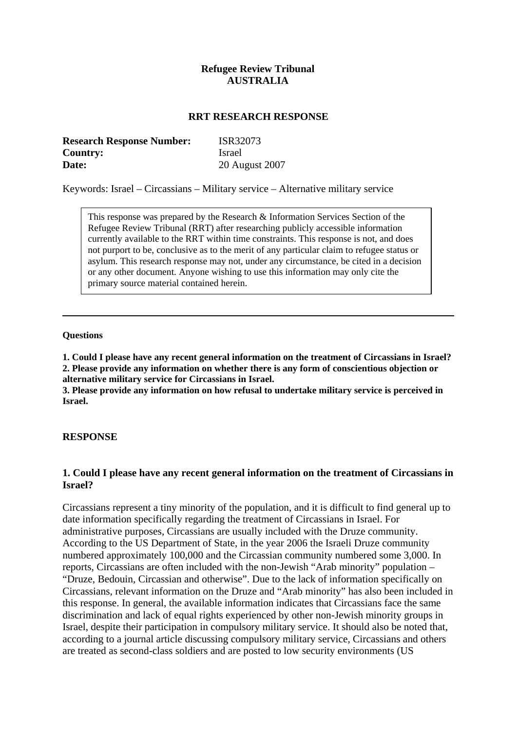**Refugee Review Tribunal**
**AUSTRALIA**

**RRT RESEARCH RESPONSE**

| | |
|---|---|
| **Research Response Number:** | ISR32073 |
| **Country:** | Israel |
| **Date:** | 20 August 2007 |

Keywords: Israel – Circassians – Military service – Alternative military service

> This response was prepared by the Research & Information Services Section of the Refugee Review Tribunal (RRT) after researching publicly accessible information currently available to the RRT within time constraints. This response is not, and does not purport to be, conclusive as to the merit of any particular claim to refugee status or asylum. This research response may not, under any circumstance, be cited in a decision or any other document. Anyone wishing to use this information may only cite the primary source material contained herein.

---

**Questions**

**1. Could I please have any recent general information on the treatment of Circassians in Israel?**
**2. Please provide any information on whether there is any form of conscientious objection or alternative military service for Circassians in Israel.**
**3. Please provide any information on how refusal to undertake military service is perceived in Israel.**

## RESPONSE

### 1. Could I please have any recent general information on the treatment of Circassians in Israel?

Circassians represent a tiny minority of the population, and it is difficult to find general up to date information specifically regarding the treatment of Circassians in Israel. For administrative purposes, Circassians are usually included with the Druze community. According to the US Department of State, in the year 2006 the Israeli Druze community numbered approximately 100,000 and the Circassian community numbered some 3,000. In reports, Circassians are often included with the non-Jewish "Arab minority" population – "Druze, Bedouin, Circassian and otherwise". Due to the lack of information specifically on Circassians, relevant information on the Druze and "Arab minority" has also been included in this response. In general, the available information indicates that Circassians face the same discrimination and lack of equal rights experienced by other non-Jewish minority groups in Israel, despite their participation in compulsory military service. It should also be noted that, according to a journal article discussing compulsory military service, Circassians and others are treated as second-class soldiers and are posted to low security environments (US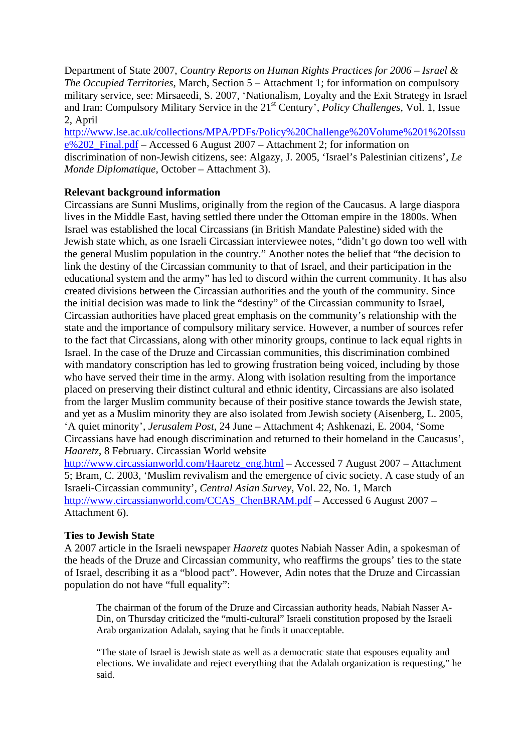Department of State 2007, *Country Reports on Human Rights Practices for 2006 – Israel & The Occupied Territories*, March, Section 5 – Attachment 1; for information on compulsory military service, see: Mirsaeedi, S. 2007, 'Nationalism, Loyalty and the Exit Strategy in Israel and Iran: Compulsory Military Service in the 21st Century', *Policy Challenges*, Vol. 1, Issue 2, April http://www.lse.ac.uk/collections/MPA/PDFs/Policy%20Challenge%20Volume%201%20Issue%202_Final.pdf – Accessed 6 August 2007 – Attachment 2; for information on discrimination of non-Jewish citizens, see: Algazy, J. 2005, 'Israel's Palestinian citizens', *Le Monde Diplomatique*, October – Attachment 3).

**Relevant background information**

Circassians are Sunni Muslims, originally from the region of the Caucasus. A large diaspora lives in the Middle East, having settled there under the Ottoman empire in the 1800s. When Israel was established the local Circassians (in British Mandate Palestine) sided with the Jewish state which, as one Israeli Circassian interviewee notes, "didn't go down too well with the general Muslim population in the country." Another notes the belief that "the decision to link the destiny of the Circassian community to that of Israel, and their participation in the educational system and the army" has led to discord within the current community. It has also created divisions between the Circassian authorities and the youth of the community. Since the initial decision was made to link the "destiny" of the Circassian community to Israel, Circassian authorities have placed great emphasis on the community's relationship with the state and the importance of compulsory military service. However, a number of sources refer to the fact that Circassians, along with other minority groups, continue to lack equal rights in Israel. In the case of the Druze and Circassian communities, this discrimination combined with mandatory conscription has led to growing frustration being voiced, including by those who have served their time in the army. Along with isolation resulting from the importance placed on preserving their distinct cultural and ethnic identity, Circassians are also isolated from the larger Muslim community because of their positive stance towards the Jewish state, and yet as a Muslim minority they are also isolated from Jewish society (Aisenberg, L. 2005, 'A quiet minority', *Jerusalem Post*, 24 June – Attachment 4; Ashkenazi, E. 2004, 'Some Circassians have had enough discrimination and returned to their homeland in the Caucasus', *Haaretz*, 8 February. Circassian World website http://www.circassianworld.com/Haaretz_eng.html – Accessed 7 August 2007 – Attachment 5; Bram, C. 2003, 'Muslim revivalism and the emergence of civic society. A case study of an Israeli-Circassian community', *Central Asian Survey*, Vol. 22, No. 1, March http://www.circassianworld.com/CCAS_ChenBRAM.pdf – Accessed 6 August 2007 – Attachment 6).

**Ties to Jewish State**

A 2007 article in the Israeli newspaper *Haaretz* quotes Nabiah Nasser Adin, a spokesman of the heads of the Druze and Circassian community, who reaffirms the groups' ties to the state of Israel, describing it as a "blood pact". However, Adin notes that the Druze and Circassian population do not have "full equality":

> The chairman of the forum of the Druze and Circassian authority heads, Nabiah Nasser A-Din, on Thursday criticized the "multi-cultural" Israeli constitution proposed by the Israeli Arab organization Adalah, saying that he finds it unacceptable.
>
> "The state of Israel is Jewish state as well as a democratic state that espouses equality and elections. We invalidate and reject everything that the Adalah organization is requesting," he said.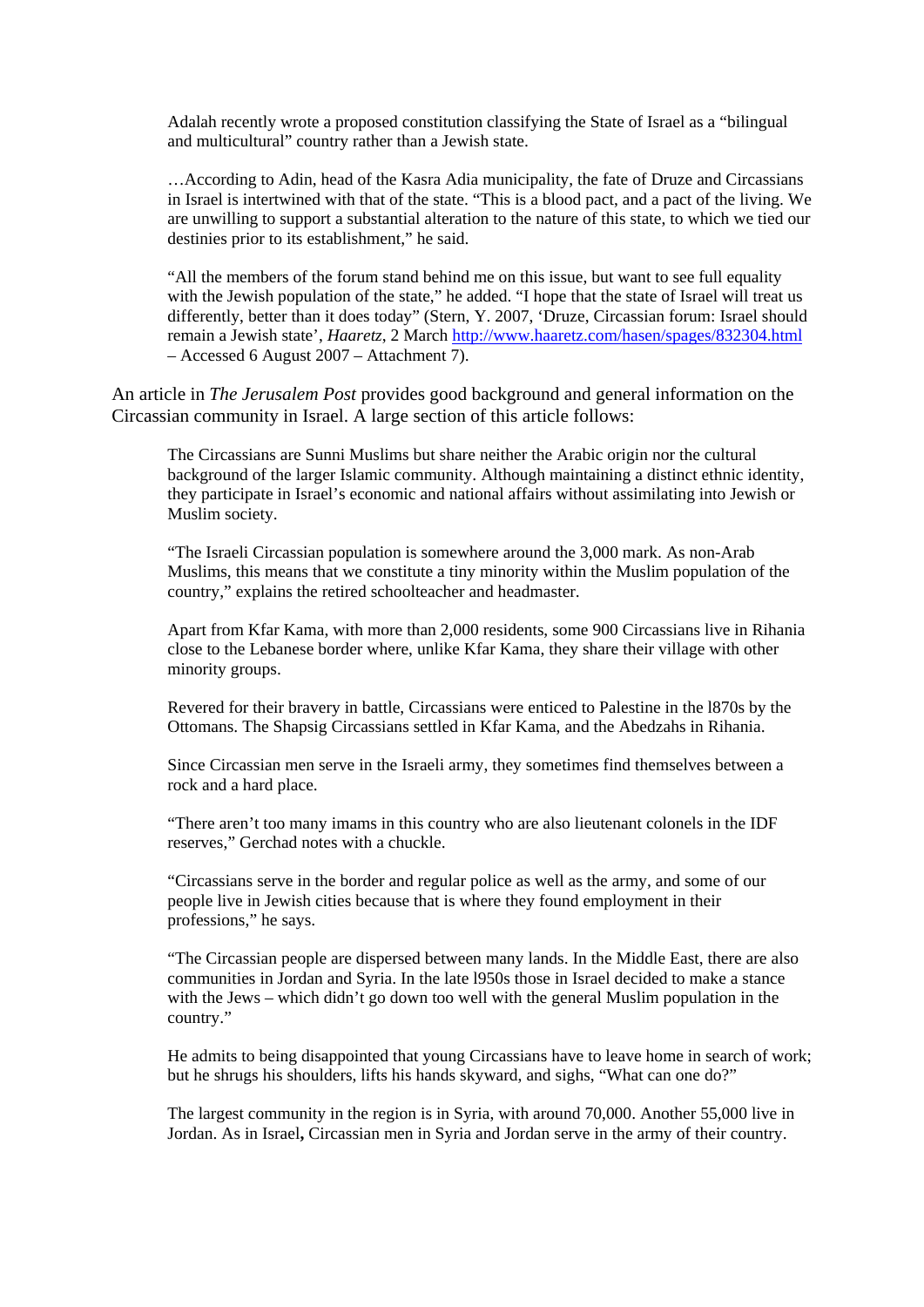> Adalah recently wrote a proposed constitution classifying the State of Israel as a "bilingual and multicultural" country rather than a Jewish state.
>
> …According to Adin, head of the Kasra Adia municipality, the fate of Druze and Circassians in Israel is intertwined with that of the state. "This is a blood pact, and a pact of the living. We are unwilling to support a substantial alteration to the nature of this state, to which we tied our destinies prior to its establishment," he said.
>
> "All the members of the forum stand behind me on this issue, but want to see full equality with the Jewish population of the state," he added. "I hope that the state of Israel will treat us differently, better than it does today" (Stern, Y. 2007, 'Druze, Circassian forum: Israel should remain a Jewish state', *Haaretz*, 2 March http://www.haaretz.com/hasen/spages/832304.html – Accessed 6 August 2007 – Attachment 7).

An article in *The Jerusalem Post* provides good background and general information on the Circassian community in Israel. A large section of this article follows:

> The Circassians are Sunni Muslims but share neither the Arabic origin nor the cultural background of the larger Islamic community. Although maintaining a distinct ethnic identity, they participate in Israel's economic and national affairs without assimilating into Jewish or Muslim society.
>
> "The Israeli Circassian population is somewhere around the 3,000 mark. As non-Arab Muslims, this means that we constitute a tiny minority within the Muslim population of the country," explains the retired schoolteacher and headmaster.
>
> Apart from Kfar Kama, with more than 2,000 residents, some 900 Circassians live in Rihania close to the Lebanese border where, unlike Kfar Kama, they share their village with other minority groups.
>
> Revered for their bravery in battle, Circassians were enticed to Palestine in the l870s by the Ottomans. The Shapsig Circassians settled in Kfar Kama, and the Abedzahs in Rihania.
>
> Since Circassian men serve in the Israeli army, they sometimes find themselves between a rock and a hard place.
>
> "There aren't too many imams in this country who are also lieutenant colonels in the IDF reserves," Gerchad notes with a chuckle.
>
> "Circassians serve in the border and regular police as well as the army, and some of our people live in Jewish cities because that is where they found employment in their professions," he says.
>
> "The Circassian people are dispersed between many lands. In the Middle East, there are also communities in Jordan and Syria. In the late l950s those in Israel decided to make a stance with the Jews – which didn't go down too well with the general Muslim population in the country."
>
> He admits to being disappointed that young Circassians have to leave home in search of work; but he shrugs his shoulders, lifts his hands skyward, and sighs, "What can one do?"
>
> The largest community in the region is in Syria, with around 70,000. Another 55,000 live in Jordan. As in Israel**,** Circassian men in Syria and Jordan serve in the army of their country.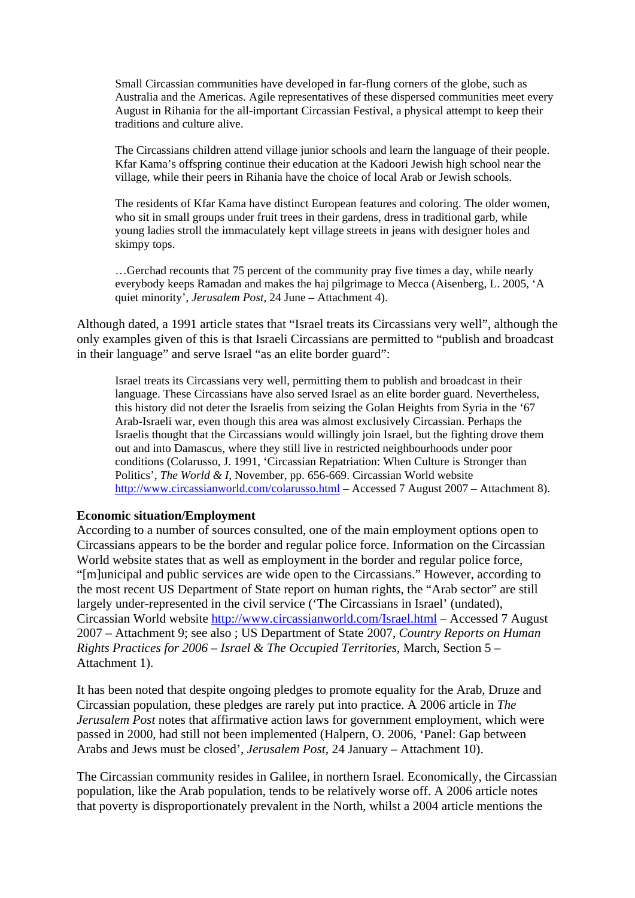> Small Circassian communities have developed in far-flung corners of the globe, such as Australia and the Americas. Agile representatives of these dispersed communities meet every August in Rihania for the all-important Circassian Festival, a physical attempt to keep their traditions and culture alive.
>
> The Circassians children attend village junior schools and learn the language of their people. Kfar Kama's offspring continue their education at the Kadoori Jewish high school near the village, while their peers in Rihania have the choice of local Arab or Jewish schools.
>
> The residents of Kfar Kama have distinct European features and coloring. The older women, who sit in small groups under fruit trees in their gardens, dress in traditional garb, while young ladies stroll the immaculately kept village streets in jeans with designer holes and skimpy tops.
>
> …Gerchad recounts that 75 percent of the community pray five times a day, while nearly everybody keeps Ramadan and makes the haj pilgrimage to Mecca (Aisenberg, L. 2005, 'A quiet minority', *Jerusalem Post*, 24 June – Attachment 4).

Although dated, a 1991 article states that "Israel treats its Circassians very well", although the only examples given of this is that Israeli Circassians are permitted to "publish and broadcast in their language" and serve Israel "as an elite border guard":

> Israel treats its Circassians very well, permitting them to publish and broadcast in their language. These Circassians have also served Israel as an elite border guard. Nevertheless, this history did not deter the Israelis from seizing the Golan Heights from Syria in the '67 Arab-Israeli war, even though this area was almost exclusively Circassian. Perhaps the Israelis thought that the Circassians would willingly join Israel, but the fighting drove them out and into Damascus, where they still live in restricted neighbourhoods under poor conditions (Colarusso, J. 1991, 'Circassian Repatriation: When Culture is Stronger than Politics', *The World & I*, November, pp. 656-669. Circassian World website http://www.circassianworld.com/colarusso.html – Accessed 7 August 2007 – Attachment 8).

**Economic situation/Employment**

According to a number of sources consulted, one of the main employment options open to Circassians appears to be the border and regular police force. Information on the Circassian World website states that as well as employment in the border and regular police force, "[m]unicipal and public services are wide open to the Circassians." However, according to the most recent US Department of State report on human rights, the "Arab sector" are still largely under-represented in the civil service ('The Circassians in Israel' (undated), Circassian World website http://www.circassianworld.com/Israel.html – Accessed 7 August 2007 – Attachment 9; see also ; US Department of State 2007, *Country Reports on Human Rights Practices for 2006 – Israel & The Occupied Territories*, March, Section 5 – Attachment 1).

It has been noted that despite ongoing pledges to promote equality for the Arab, Druze and Circassian population, these pledges are rarely put into practice. A 2006 article in *The Jerusalem Post* notes that affirmative action laws for government employment, which were passed in 2000, had still not been implemented (Halpern, O. 2006, 'Panel: Gap between Arabs and Jews must be closed', *Jerusalem Post*, 24 January – Attachment 10).

The Circassian community resides in Galilee, in northern Israel. Economically, the Circassian population, like the Arab population, tends to be relatively worse off. A 2006 article notes that poverty is disproportionately prevalent in the North, whilst a 2004 article mentions the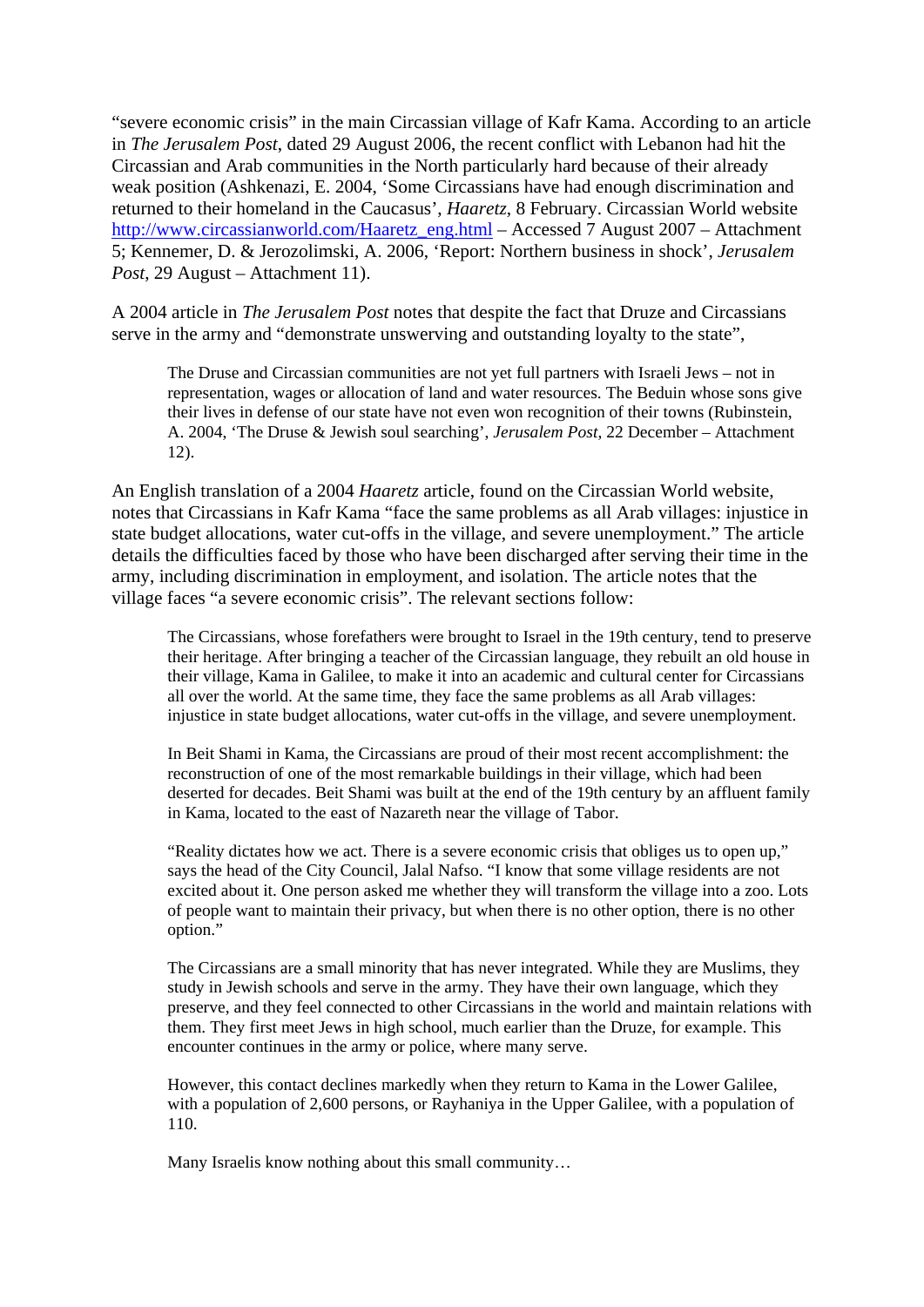"severe economic crisis" in the main Circassian village of Kafr Kama. According to an article in *The Jerusalem Post*, dated 29 August 2006, the recent conflict with Lebanon had hit the Circassian and Arab communities in the North particularly hard because of their already weak position (Ashkenazi, E. 2004, 'Some Circassians have had enough discrimination and returned to their homeland in the Caucasus', *Haaretz*, 8 February. Circassian World website http://www.circassianworld.com/Haaretz_eng.html – Accessed 7 August 2007 – Attachment 5; Kennemer, D. & Jerozolimski, A. 2006, 'Report: Northern business in shock', *Jerusalem Post*, 29 August – Attachment 11).

A 2004 article in *The Jerusalem Post* notes that despite the fact that Druze and Circassians serve in the army and "demonstrate unswerving and outstanding loyalty to the state",

> The Druse and Circassian communities are not yet full partners with Israeli Jews – not in representation, wages or allocation of land and water resources. The Beduin whose sons give their lives in defense of our state have not even won recognition of their towns (Rubinstein, A. 2004, 'The Druse & Jewish soul searching', *Jerusalem Post*, 22 December – Attachment 12).

An English translation of a 2004 *Haaretz* article, found on the Circassian World website, notes that Circassians in Kafr Kama "face the same problems as all Arab villages: injustice in state budget allocations, water cut-offs in the village, and severe unemployment." The article details the difficulties faced by those who have been discharged after serving their time in the army, including discrimination in employment, and isolation. The article notes that the village faces "a severe economic crisis". The relevant sections follow:

> The Circassians, whose forefathers were brought to Israel in the 19th century, tend to preserve their heritage. After bringing a teacher of the Circassian language, they rebuilt an old house in their village, Kama in Galilee, to make it into an academic and cultural center for Circassians all over the world. At the same time, they face the same problems as all Arab villages: injustice in state budget allocations, water cut-offs in the village, and severe unemployment.
>
> In Beit Shami in Kama, the Circassians are proud of their most recent accomplishment: the reconstruction of one of the most remarkable buildings in their village, which had been deserted for decades. Beit Shami was built at the end of the 19th century by an affluent family in Kama, located to the east of Nazareth near the village of Tabor.
>
> "Reality dictates how we act. There is a severe economic crisis that obliges us to open up," says the head of the City Council, Jalal Nafso. "I know that some village residents are not excited about it. One person asked me whether they will transform the village into a zoo. Lots of people want to maintain their privacy, but when there is no other option, there is no other option."
>
> The Circassians are a small minority that has never integrated. While they are Muslims, they study in Jewish schools and serve in the army. They have their own language, which they preserve, and they feel connected to other Circassians in the world and maintain relations with them. They first meet Jews in high school, much earlier than the Druze, for example. This encounter continues in the army or police, where many serve.
>
> However, this contact declines markedly when they return to Kama in the Lower Galilee, with a population of 2,600 persons, or Rayhaniya in the Upper Galilee, with a population of 110.
>
> Many Israelis know nothing about this small community…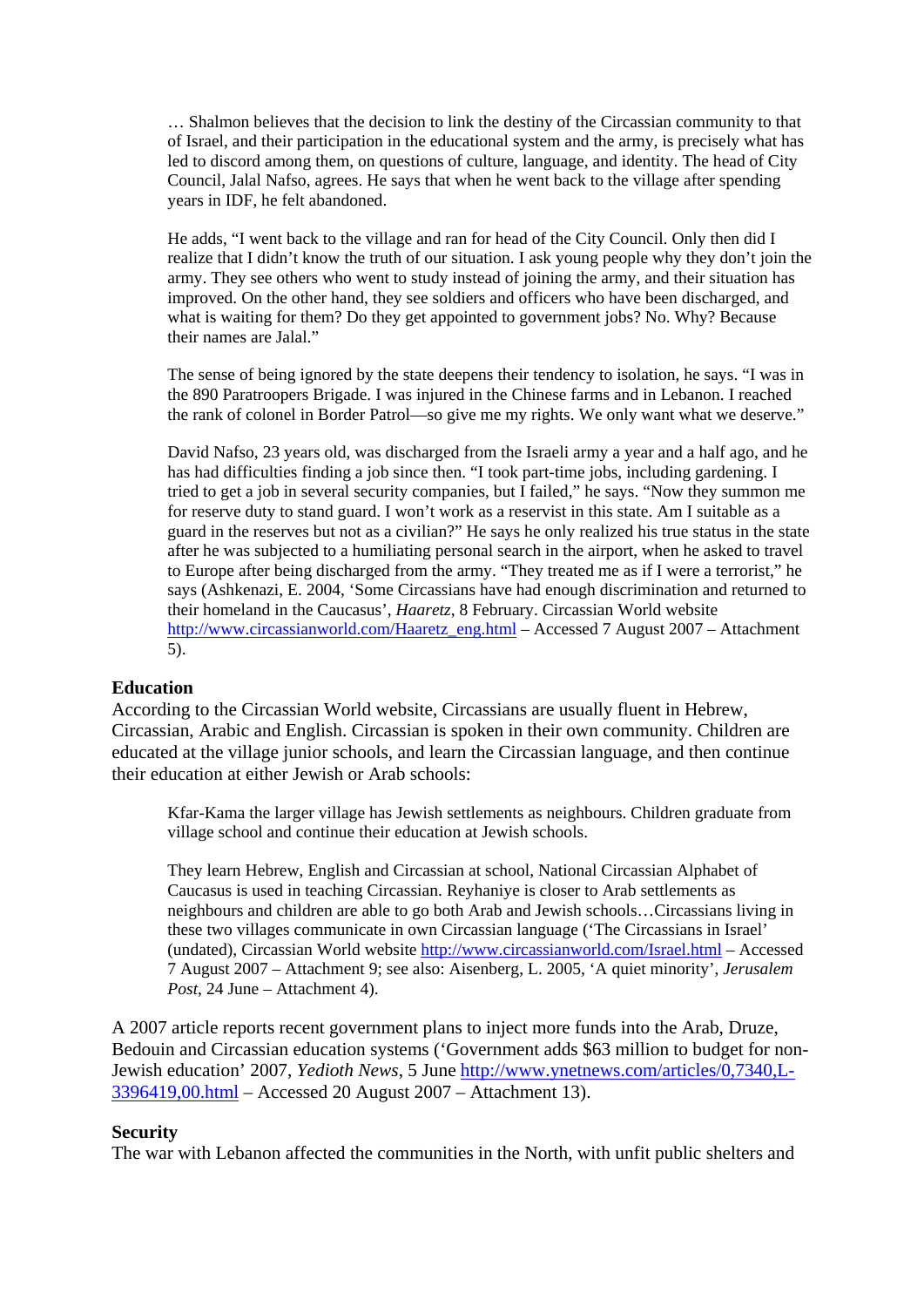> … Shalmon believes that the decision to link the destiny of the Circassian community to that of Israel, and their participation in the educational system and the army, is precisely what has led to discord among them, on questions of culture, language, and identity. The head of City Council, Jalal Nafso, agrees. He says that when he went back to the village after spending years in IDF, he felt abandoned.
>
> He adds, "I went back to the village and ran for head of the City Council. Only then did I realize that I didn't know the truth of our situation. I ask young people why they don't join the army. They see others who went to study instead of joining the army, and their situation has improved. On the other hand, they see soldiers and officers who have been discharged, and what is waiting for them? Do they get appointed to government jobs? No. Why? Because their names are Jalal."
>
> The sense of being ignored by the state deepens their tendency to isolation, he says. "I was in the 890 Paratroopers Brigade. I was injured in the Chinese farms and in Lebanon. I reached the rank of colonel in Border Patrol—so give me my rights. We only want what we deserve."
>
> David Nafso, 23 years old, was discharged from the Israeli army a year and a half ago, and he has had difficulties finding a job since then. "I took part-time jobs, including gardening. I tried to get a job in several security companies, but I failed," he says. "Now they summon me for reserve duty to stand guard. I won't work as a reservist in this state. Am I suitable as a guard in the reserves but not as a civilian?" He says he only realized his true status in the state after he was subjected to a humiliating personal search in the airport, when he asked to travel to Europe after being discharged from the army. "They treated me as if I were a terrorist," he says (Ashkenazi, E. 2004, 'Some Circassians have had enough discrimination and returned to their homeland in the Caucasus', *Haaretz*, 8 February. Circassian World website [http://www.circassianworld.com/Haaretz_eng.html](http://www.circassianworld.com/Haaretz_eng.html) – Accessed 7 August 2007 – Attachment 5).

**Education**

According to the Circassian World website, Circassians are usually fluent in Hebrew, Circassian, Arabic and English. Circassian is spoken in their own community. Children are educated at the village junior schools, and learn the Circassian language, and then continue their education at either Jewish or Arab schools:

> Kfar-Kama the larger village has Jewish settlements as neighbours. Children graduate from village school and continue their education at Jewish schools.
>
> They learn Hebrew, English and Circassian at school, National Circassian Alphabet of Caucasus is used in teaching Circassian. Reyhaniye is closer to Arab settlements as neighbours and children are able to go both Arab and Jewish schools…Circassians living in these two villages communicate in own Circassian language ('The Circassians in Israel' (undated), Circassian World website [http://www.circassianworld.com/Israel.html](http://www.circassianworld.com/Israel.html) – Accessed 7 August 2007 – Attachment 9; see also: Aisenberg, L. 2005, 'A quiet minority', *Jerusalem Post*, 24 June – Attachment 4).

A 2007 article reports recent government plans to inject more funds into the Arab, Druze, Bedouin and Circassian education systems ('Government adds $63 million to budget for non-Jewish education' 2007, *Yedioth News*, 5 June [http://www.ynetnews.com/articles/0,7340,L-3396419,00.html](http://www.ynetnews.com/articles/0,7340,L-3396419,00.html) – Accessed 20 August 2007 – Attachment 13).

**Security**

The war with Lebanon affected the communities in the North, with unfit public shelters and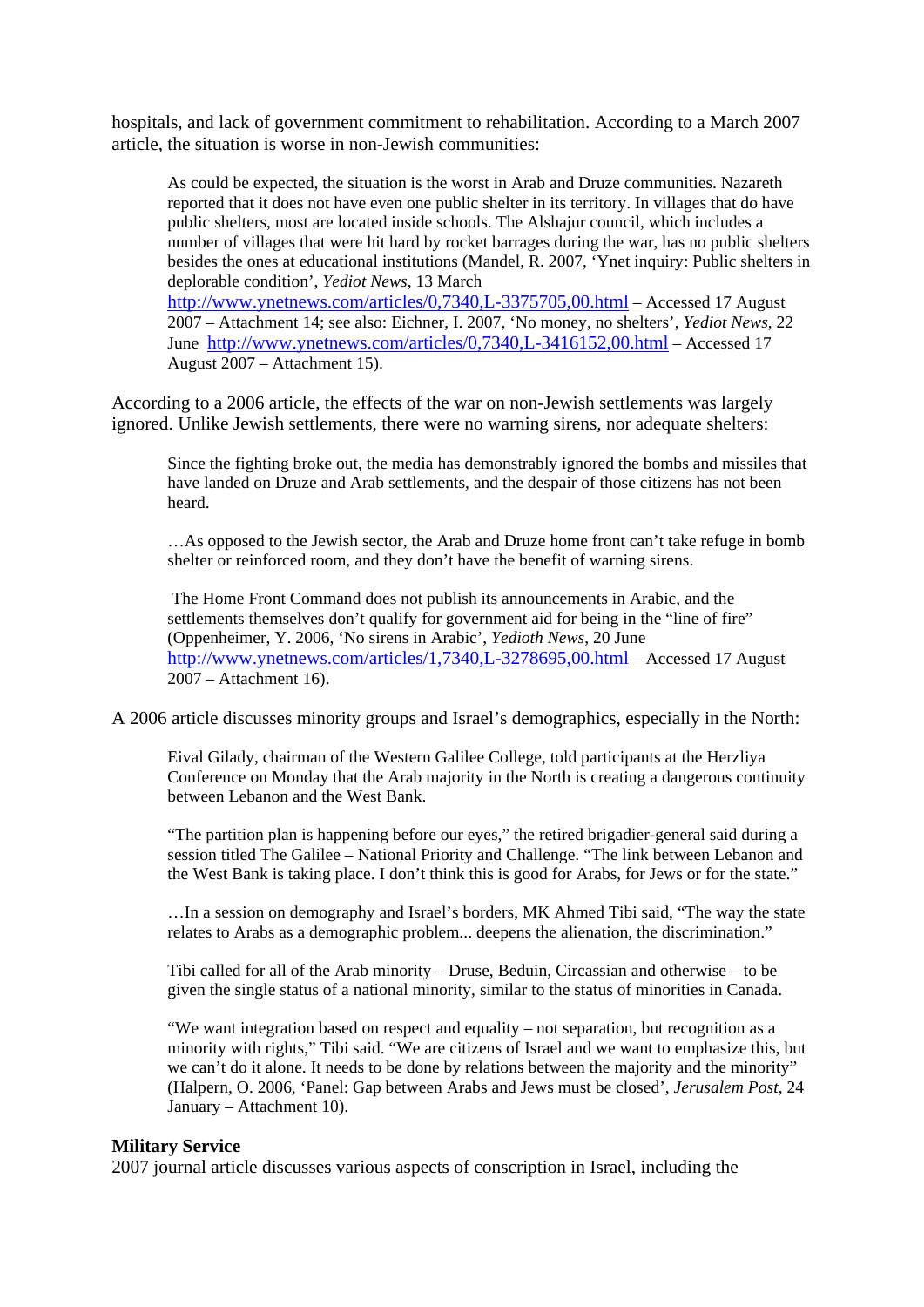hospitals, and lack of government commitment to rehabilitation. According to a March 2007 article, the situation is worse in non-Jewish communities:

> As could be expected, the situation is the worst in Arab and Druze communities. Nazareth reported that it does not have even one public shelter in its territory. In villages that do have public shelters, most are located inside schools. The Alshajur council, which includes a number of villages that were hit hard by rocket barrages during the war, has no public shelters besides the ones at educational institutions (Mandel, R. 2007, 'Ynet inquiry: Public shelters in deplorable condition', *Yediot News*, 13 March http://www.ynetnews.com/articles/0,7340,L-3375705,00.html – Accessed 17 August 2007 – Attachment 14; see also: Eichner, I. 2007, 'No money, no shelters', *Yediot News*, 22 June http://www.ynetnews.com/articles/0,7340,L-3416152,00.html – Accessed 17 August 2007 – Attachment 15).

According to a 2006 article, the effects of the war on non-Jewish settlements was largely ignored. Unlike Jewish settlements, there were no warning sirens, nor adequate shelters:

> Since the fighting broke out, the media has demonstrably ignored the bombs and missiles that have landed on Druze and Arab settlements, and the despair of those citizens has not been heard.
>
> …As opposed to the Jewish sector, the Arab and Druze home front can't take refuge in bomb shelter or reinforced room, and they don't have the benefit of warning sirens.
>
> The Home Front Command does not publish its announcements in Arabic, and the settlements themselves don't qualify for government aid for being in the "line of fire" (Oppenheimer, Y. 2006, 'No sirens in Arabic', *Yedioth News*, 20 June http://www.ynetnews.com/articles/1,7340,L-3278695,00.html – Accessed 17 August 2007 – Attachment 16).

A 2006 article discusses minority groups and Israel's demographics, especially in the North:

> Eival Gilady, chairman of the Western Galilee College, told participants at the Herzliya Conference on Monday that the Arab majority in the North is creating a dangerous continuity between Lebanon and the West Bank.
>
> "The partition plan is happening before our eyes," the retired brigadier-general said during a session titled The Galilee – National Priority and Challenge. "The link between Lebanon and the West Bank is taking place. I don't think this is good for Arabs, for Jews or for the state."
>
> …In a session on demography and Israel's borders, MK Ahmed Tibi said, "The way the state relates to Arabs as a demographic problem... deepens the alienation, the discrimination."
>
> Tibi called for all of the Arab minority – Druse, Beduin, Circassian and otherwise – to be given the single status of a national minority, similar to the status of minorities in Canada.
>
> "We want integration based on respect and equality – not separation, but recognition as a minority with rights," Tibi said. "We are citizens of Israel and we want to emphasize this, but we can't do it alone. It needs to be done by relations between the majority and the minority" (Halpern, O. 2006, 'Panel: Gap between Arabs and Jews must be closed', *Jerusalem Post*, 24 January – Attachment 10).

**Military Service**

2007 journal article discusses various aspects of conscription in Israel, including the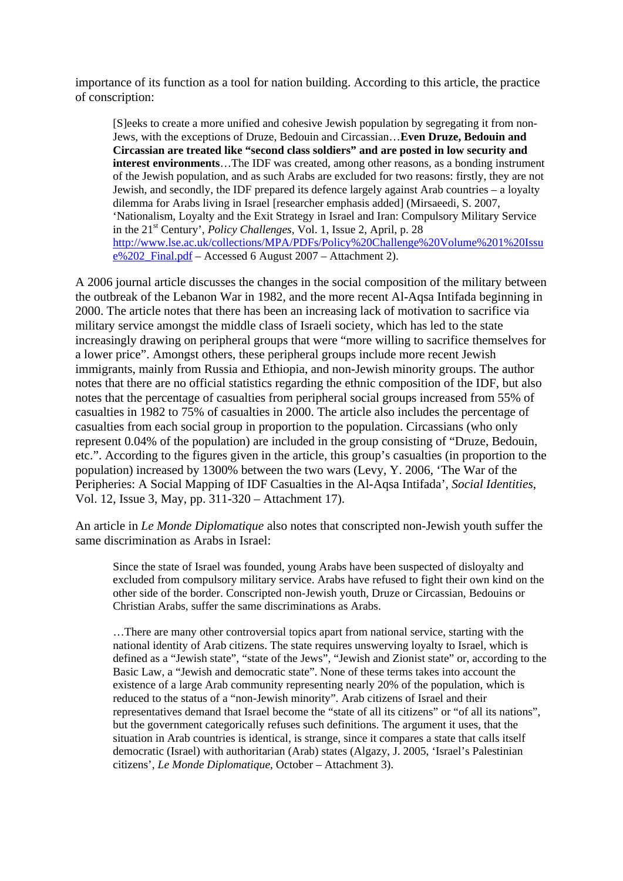importance of its function as a tool for nation building. According to this article, the practice of conscription:

> [S]eeks to create a more unified and cohesive Jewish population by segregating it from non-Jews, with the exceptions of Druze, Bedouin and Circassian…**Even Druze, Bedouin and Circassian are treated like "second class soldiers" and are posted in low security and interest environments**…The IDF was created, among other reasons, as a bonding instrument of the Jewish population, and as such Arabs are excluded for two reasons: firstly, they are not Jewish, and secondly, the IDF prepared its defence largely against Arab countries – a loyalty dilemma for Arabs living in Israel [researcher emphasis added] (Mirsaeedi, S. 2007, 'Nationalism, Loyalty and the Exit Strategy in Israel and Iran: Compulsory Military Service in the 21st Century', *Policy Challenges*, Vol. 1, Issue 2, April, p. 28 http://www.lse.ac.uk/collections/MPA/PDFs/Policy%20Challenge%20Volume%201%20Issue%202_Final.pdf – Accessed 6 August 2007 – Attachment 2).

A 2006 journal article discusses the changes in the social composition of the military between the outbreak of the Lebanon War in 1982, and the more recent Al-Aqsa Intifada beginning in 2000. The article notes that there has been an increasing lack of motivation to sacrifice via military service amongst the middle class of Israeli society, which has led to the state increasingly drawing on peripheral groups that were "more willing to sacrifice themselves for a lower price". Amongst others, these peripheral groups include more recent Jewish immigrants, mainly from Russia and Ethiopia, and non-Jewish minority groups. The author notes that there are no official statistics regarding the ethnic composition of the IDF, but also notes that the percentage of casualties from peripheral social groups increased from 55% of casualties in 1982 to 75% of casualties in 2000. The article also includes the percentage of casualties from each social group in proportion to the population. Circassians (who only represent 0.04% of the population) are included in the group consisting of "Druze, Bedouin, etc.". According to the figures given in the article, this group's casualties (in proportion to the population) increased by 1300% between the two wars (Levy, Y. 2006, 'The War of the Peripheries: A Social Mapping of IDF Casualties in the Al-Aqsa Intifada', *Social Identities*, Vol. 12, Issue 3, May, pp. 311-320 – Attachment 17).

An article in *Le Monde Diplomatique* also notes that conscripted non-Jewish youth suffer the same discrimination as Arabs in Israel:

> Since the state of Israel was founded, young Arabs have been suspected of disloyalty and excluded from compulsory military service. Arabs have refused to fight their own kind on the other side of the border. Conscripted non-Jewish youth, Druze or Circassian, Bedouins or Christian Arabs, suffer the same discriminations as Arabs.
>
> …There are many other controversial topics apart from national service, starting with the national identity of Arab citizens. The state requires unswerving loyalty to Israel, which is defined as a "Jewish state", "state of the Jews", "Jewish and Zionist state" or, according to the Basic Law, a "Jewish and democratic state". None of these terms takes into account the existence of a large Arab community representing nearly 20% of the population, which is reduced to the status of a "non-Jewish minority". Arab citizens of Israel and their representatives demand that Israel become the "state of all its citizens" or "of all its nations", but the government categorically refuses such definitions. The argument it uses, that the situation in Arab countries is identical, is strange, since it compares a state that calls itself democratic (Israel) with authoritarian (Arab) states (Algazy, J. 2005, 'Israel's Palestinian citizens', *Le Monde Diplomatique*, October – Attachment 3).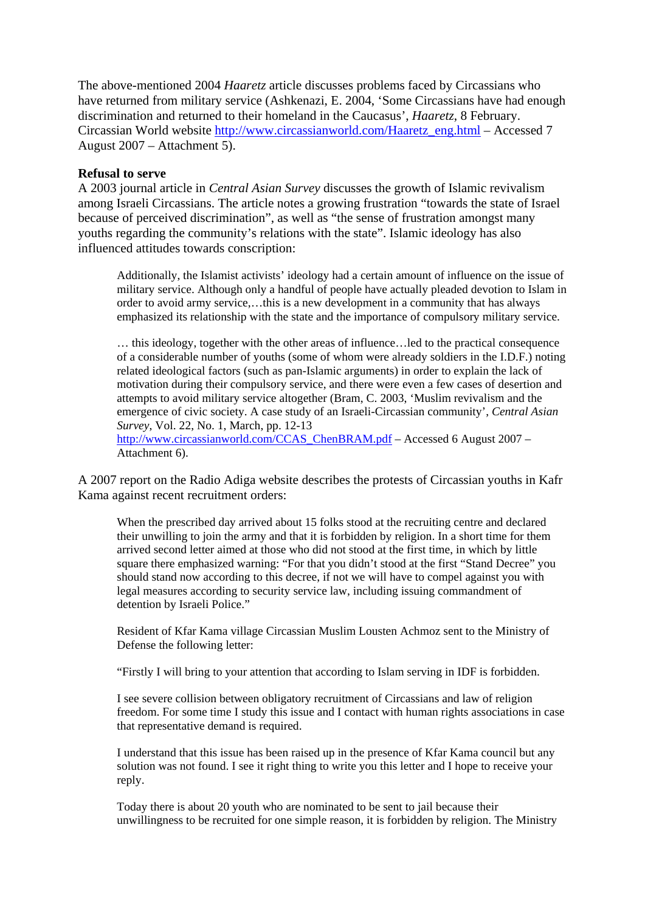The above-mentioned 2004 *Haaretz* article discusses problems faced by Circassians who have returned from military service (Ashkenazi, E. 2004, 'Some Circassians have had enough discrimination and returned to their homeland in the Caucasus', *Haaretz*, 8 February. Circassian World website http://www.circassianworld.com/Haaretz_eng.html – Accessed 7 August 2007 – Attachment 5).

**Refusal to serve**

A 2003 journal article in *Central Asian Survey* discusses the growth of Islamic revivalism among Israeli Circassians. The article notes a growing frustration "towards the state of Israel because of perceived discrimination", as well as "the sense of frustration amongst many youths regarding the community's relations with the state". Islamic ideology has also influenced attitudes towards conscription:

> Additionally, the Islamist activists' ideology had a certain amount of influence on the issue of military service. Although only a handful of people have actually pleaded devotion to Islam in order to avoid army service,…this is a new development in a community that has always emphasized its relationship with the state and the importance of compulsory military service.
>
> … this ideology, together with the other areas of influence…led to the practical consequence of a considerable number of youths (some of whom were already soldiers in the I.D.F.) noting related ideological factors (such as pan-Islamic arguments) in order to explain the lack of motivation during their compulsory service, and there were even a few cases of desertion and attempts to avoid military service altogether (Bram, C. 2003, 'Muslim revivalism and the emergence of civic society. A case study of an Israeli-Circassian community', *Central Asian Survey*, Vol. 22, No. 1, March, pp. 12-13 http://www.circassianworld.com/CCAS_ChenBRAM.pdf – Accessed 6 August 2007 – Attachment 6).

A 2007 report on the Radio Adiga website describes the protests of Circassian youths in Kafr Kama against recent recruitment orders:

> When the prescribed day arrived about 15 folks stood at the recruiting centre and declared their unwilling to join the army and that it is forbidden by religion. In a short time for them arrived second letter aimed at those who did not stood at the first time, in which by little square there emphasized warning: "For that you didn't stood at the first "Stand Decree" you should stand now according to this decree, if not we will have to compel against you with legal measures according to security service law, including issuing commandment of detention by Israeli Police."
>
> Resident of Kfar Kama village Circassian Muslim Lousten Achmoz sent to the Ministry of Defense the following letter:
>
> "Firstly I will bring to your attention that according to Islam serving in IDF is forbidden.
>
> I see severe collision between obligatory recruitment of Circassians and law of religion freedom. For some time I study this issue and I contact with human rights associations in case that representative demand is required.
>
> I understand that this issue has been raised up in the presence of Kfar Kama council but any solution was not found. I see it right thing to write you this letter and I hope to receive your reply.
>
> Today there is about 20 youth who are nominated to be sent to jail because their unwillingness to be recruited for one simple reason, it is forbidden by religion. The Ministry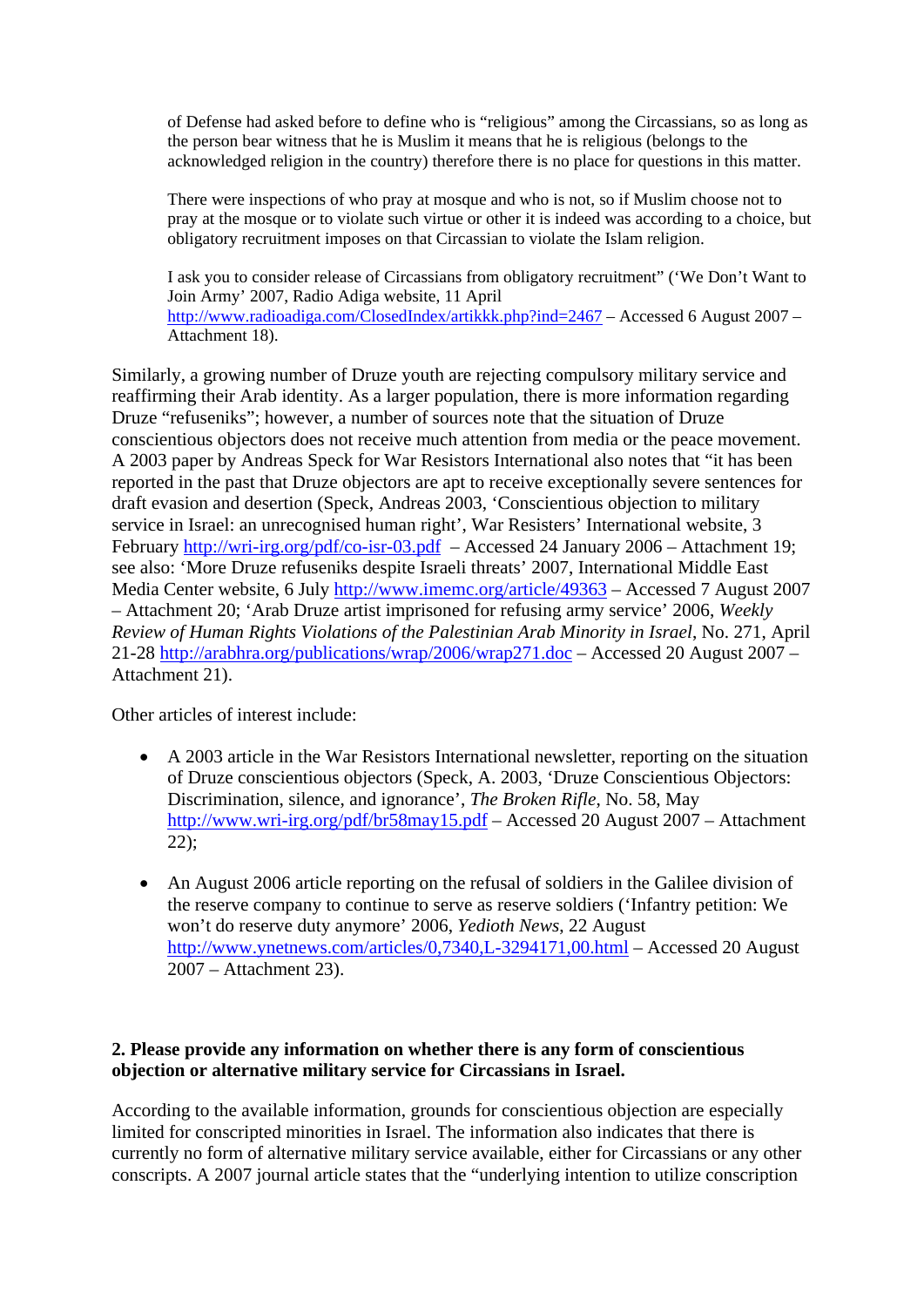> of Defense had asked before to define who is "religious" among the Circassians, so as long as the person bear witness that he is Muslim it means that he is religious (belongs to the acknowledged religion in the country) therefore there is no place for questions in this matter.
>
> There were inspections of who pray at mosque and who is not, so if Muslim choose not to pray at the mosque or to violate such virtue or other it is indeed was according to a choice, but obligatory recruitment imposes on that Circassian to violate the Islam religion.
>
> I ask you to consider release of Circassians from obligatory recruitment" ('We Don't Want to Join Army' 2007, Radio Adiga website, 11 April http://www.radioadiga.com/ClosedIndex/artikkk.php?ind=2467 – Accessed 6 August 2007 – Attachment 18).

Similarly, a growing number of Druze youth are rejecting compulsory military service and reaffirming their Arab identity. As a larger population, there is more information regarding Druze "refuseniks"; however, a number of sources note that the situation of Druze conscientious objectors does not receive much attention from media or the peace movement. A 2003 paper by Andreas Speck for War Resistors International also notes that "it has been reported in the past that Druze objectors are apt to receive exceptionally severe sentences for draft evasion and desertion (Speck, Andreas 2003, 'Conscientious objection to military service in Israel: an unrecognised human right', War Resisters' International website, 3 February http://wri-irg.org/pdf/co-isr-03.pdf – Accessed 24 January 2006 – Attachment 19; see also: 'More Druze refuseniks despite Israeli threats' 2007, International Middle East Media Center website, 6 July http://www.imemc.org/article/49363 – Accessed 7 August 2007 – Attachment 20; 'Arab Druze artist imprisoned for refusing army service' 2006, *Weekly Review of Human Rights Violations of the Palestinian Arab Minority in Israel*, No. 271, April 21-28 http://arabhra.org/publications/wrap/2006/wrap271.doc – Accessed 20 August 2007 – Attachment 21).

Other articles of interest include:

- A 2003 article in the War Resistors International newsletter, reporting on the situation of Druze conscientious objectors (Speck, A. 2003, 'Druze Conscientious Objectors: Discrimination, silence, and ignorance', *The Broken Rifle*, No. 58, May http://www.wri-irg.org/pdf/br58may15.pdf – Accessed 20 August 2007 – Attachment 22);

- An August 2006 article reporting on the refusal of soldiers in the Galilee division of the reserve company to continue to serve as reserve soldiers ('Infantry petition: We won't do reserve duty anymore' 2006, *Yedioth News*, 22 August http://www.ynetnews.com/articles/0,7340,L-3294171,00.html – Accessed 20 August 2007 – Attachment 23).

**2. Please provide any information on whether there is any form of conscientious objection or alternative military service for Circassians in Israel.**

According to the available information, grounds for conscientious objection are especially limited for conscripted minorities in Israel. The information also indicates that there is currently no form of alternative military service available, either for Circassians or any other conscripts. A 2007 journal article states that the "underlying intention to utilize conscription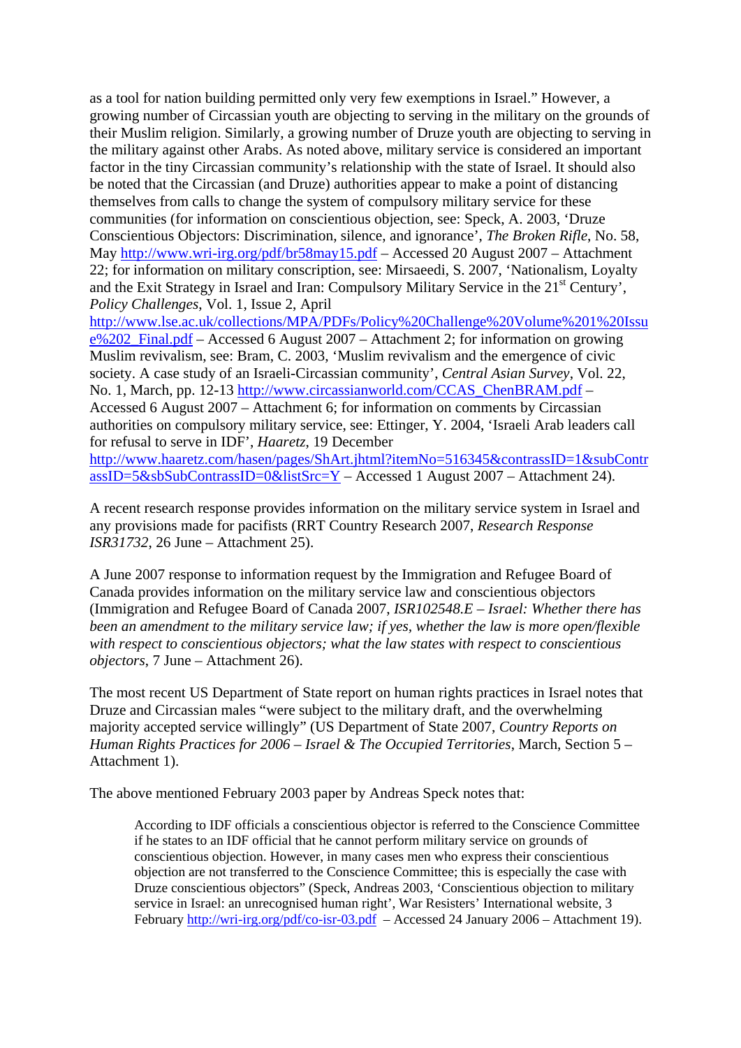as a tool for nation building permitted only very few exemptions in Israel." However, a growing number of Circassian youth are objecting to serving in the military on the grounds of their Muslim religion. Similarly, a growing number of Druze youth are objecting to serving in the military against other Arabs. As noted above, military service is considered an important factor in the tiny Circassian community's relationship with the state of Israel. It should also be noted that the Circassian (and Druze) authorities appear to make a point of distancing themselves from calls to change the system of compulsory military service for these communities (for information on conscientious objection, see: Speck, A. 2003, 'Druze Conscientious Objectors: Discrimination, silence, and ignorance', *The Broken Rifle*, No. 58, May http://www.wri-irg.org/pdf/br58may15.pdf – Accessed 20 August 2007 – Attachment 22; for information on military conscription, see: Mirsaeedi, S. 2007, 'Nationalism, Loyalty and the Exit Strategy in Israel and Iran: Compulsory Military Service in the 21st Century', *Policy Challenges*, Vol. 1, Issue 2, April http://www.lse.ac.uk/collections/MPA/PDFs/Policy%20Challenge%20Volume%201%20Issue%202_Final.pdf – Accessed 6 August 2007 – Attachment 2; for information on growing Muslim revivalism, see: Bram, C. 2003, 'Muslim revivalism and the emergence of civic society. A case study of an Israeli-Circassian community', *Central Asian Survey*, Vol. 22, No. 1, March, pp. 12-13 http://www.circassianworld.com/CCAS_ChenBRAM.pdf – Accessed 6 August 2007 – Attachment 6; for information on comments by Circassian authorities on compulsory military service, see: Ettinger, Y. 2004, 'Israeli Arab leaders call for refusal to serve in IDF', *Haaretz*, 19 December http://www.haaretz.com/hasen/pages/ShArt.jhtml?itemNo=516345&contrassID=1&subContrassID=5&sbSubContrassID=0&listSrc=Y – Accessed 1 August 2007 – Attachment 24).

A recent research response provides information on the military service system in Israel and any provisions made for pacifists (RRT Country Research 2007, *Research Response ISR31732*, 26 June – Attachment 25).

A June 2007 response to information request by the Immigration and Refugee Board of Canada provides information on the military service law and conscientious objectors (Immigration and Refugee Board of Canada 2007, *ISR102548.E – Israel: Whether there has been an amendment to the military service law; if yes, whether the law is more open/flexible with respect to conscientious objectors; what the law states with respect to conscientious objectors*, 7 June – Attachment 26).

The most recent US Department of State report on human rights practices in Israel notes that Druze and Circassian males "were subject to the military draft, and the overwhelming majority accepted service willingly" (US Department of State 2007, *Country Reports on Human Rights Practices for 2006 – Israel & The Occupied Territories*, March, Section 5 – Attachment 1).

The above mentioned February 2003 paper by Andreas Speck notes that:

> According to IDF officials a conscientious objector is referred to the Conscience Committee if he states to an IDF official that he cannot perform military service on grounds of conscientious objection. However, in many cases men who express their conscientious objection are not transferred to the Conscience Committee; this is especially the case with Druze conscientious objectors" (Speck, Andreas 2003, 'Conscientious objection to military service in Israel: an unrecognised human right', War Resisters' International website, 3 February http://wri-irg.org/pdf/co-isr-03.pdf – Accessed 24 January 2006 – Attachment 19).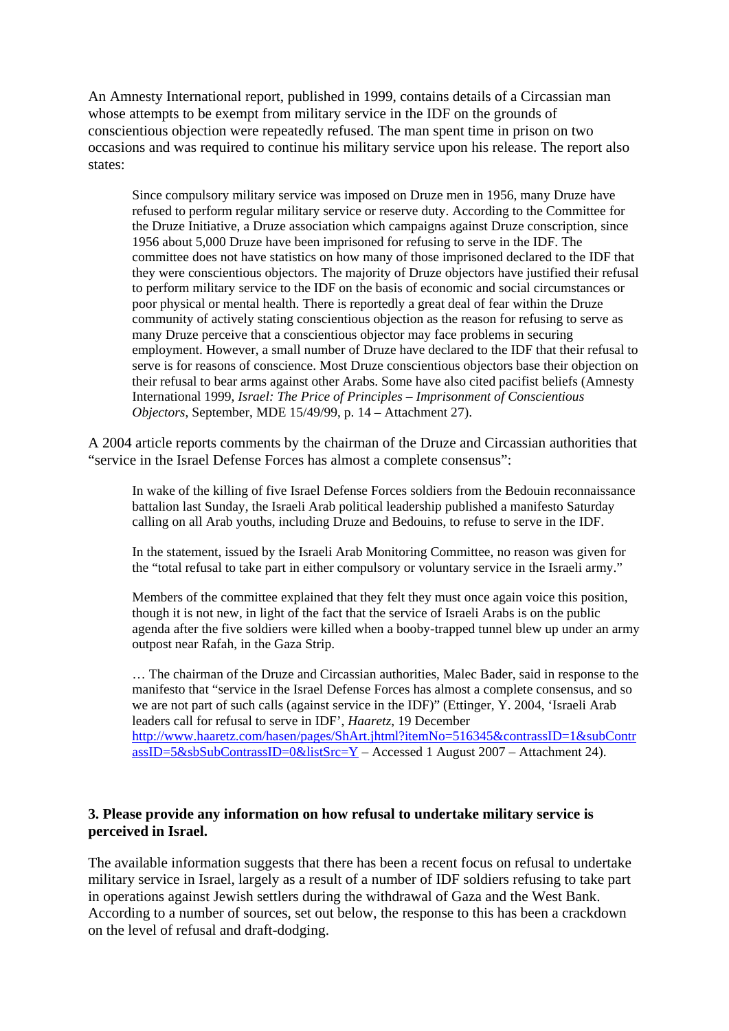An Amnesty International report, published in 1999, contains details of a Circassian man whose attempts to be exempt from military service in the IDF on the grounds of conscientious objection were repeatedly refused. The man spent time in prison on two occasions and was required to continue his military service upon his release. The report also states:

> Since compulsory military service was imposed on Druze men in 1956, many Druze have refused to perform regular military service or reserve duty. According to the Committee for the Druze Initiative, a Druze association which campaigns against Druze conscription, since 1956 about 5,000 Druze have been imprisoned for refusing to serve in the IDF. The committee does not have statistics on how many of those imprisoned declared to the IDF that they were conscientious objectors. The majority of Druze objectors have justified their refusal to perform military service to the IDF on the basis of economic and social circumstances or poor physical or mental health. There is reportedly a great deal of fear within the Druze community of actively stating conscientious objection as the reason for refusing to serve as many Druze perceive that a conscientious objector may face problems in securing employment. However, a small number of Druze have declared to the IDF that their refusal to serve is for reasons of conscience. Most Druze conscientious objectors base their objection on their refusal to bear arms against other Arabs. Some have also cited pacifist beliefs (Amnesty International 1999, *Israel: The Price of Principles – Imprisonment of Conscientious Objectors*, September, MDE 15/49/99, p. 14 – Attachment 27).

A 2004 article reports comments by the chairman of the Druze and Circassian authorities that "service in the Israel Defense Forces has almost a complete consensus":

> In wake of the killing of five Israel Defense Forces soldiers from the Bedouin reconnaissance battalion last Sunday, the Israeli Arab political leadership published a manifesto Saturday calling on all Arab youths, including Druze and Bedouins, to refuse to serve in the IDF.
>
> In the statement, issued by the Israeli Arab Monitoring Committee, no reason was given for the "total refusal to take part in either compulsory or voluntary service in the Israeli army."
>
> Members of the committee explained that they felt they must once again voice this position, though it is not new, in light of the fact that the service of Israeli Arabs is on the public agenda after the five soldiers were killed when a booby-trapped tunnel blew up under an army outpost near Rafah, in the Gaza Strip.
>
> … The chairman of the Druze and Circassian authorities, Malec Bader, said in response to the manifesto that "service in the Israel Defense Forces has almost a complete consensus, and so we are not part of such calls (against service in the IDF)" (Ettinger, Y. 2004, 'Israeli Arab leaders call for refusal to serve in IDF', *Haaretz*, 19 December http://www.haaretz.com/hasen/pages/ShArt.jhtml?itemNo=516345&contrassID=1&subContrassID=5&sbSubContrassID=0&listSrc=Y – Accessed 1 August 2007 – Attachment 24).

**3. Please provide any information on how refusal to undertake military service is perceived in Israel.**

The available information suggests that there has been a recent focus on refusal to undertake military service in Israel, largely as a result of a number of IDF soldiers refusing to take part in operations against Jewish settlers during the withdrawal of Gaza and the West Bank. According to a number of sources, set out below, the response to this has been a crackdown on the level of refusal and draft-dodging.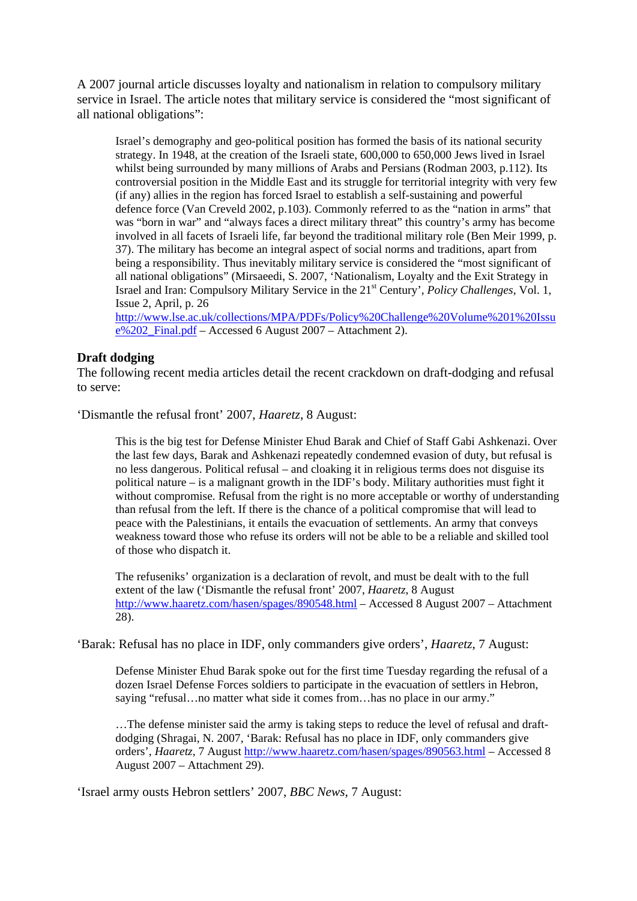A 2007 journal article discusses loyalty and nationalism in relation to compulsory military service in Israel. The article notes that military service is considered the "most significant of all national obligations":

> Israel's demography and geo-political position has formed the basis of its national security strategy. In 1948, at the creation of the Israeli state, 600,000 to 650,000 Jews lived in Israel whilst being surrounded by many millions of Arabs and Persians (Rodman 2003, p.112). Its controversial position in the Middle East and its struggle for territorial integrity with very few (if any) allies in the region has forced Israel to establish a self-sustaining and powerful defence force (Van Creveld 2002, p.103). Commonly referred to as the "nation in arms" that was "born in war" and "always faces a direct military threat" this country's army has become involved in all facets of Israeli life, far beyond the traditional military role (Ben Meir 1999, p. 37). The military has become an integral aspect of social norms and traditions, apart from being a responsibility. Thus inevitably military service is considered the "most significant of all national obligations" (Mirsaeedi, S. 2007, 'Nationalism, Loyalty and the Exit Strategy in Israel and Iran: Compulsory Military Service in the 21st Century', *Policy Challenges*, Vol. 1, Issue 2, April, p. 26 http://www.lse.ac.uk/collections/MPA/PDFs/Policy%20Challenge%20Volume%201%20Issue%202_Final.pdf – Accessed 6 August 2007 – Attachment 2).

**Draft dodging**

The following recent media articles detail the recent crackdown on draft-dodging and refusal to serve:

'Dismantle the refusal front' 2007, *Haaretz*, 8 August:

> This is the big test for Defense Minister Ehud Barak and Chief of Staff Gabi Ashkenazi. Over the last few days, Barak and Ashkenazi repeatedly condemned evasion of duty, but refusal is no less dangerous. Political refusal – and cloaking it in religious terms does not disguise its political nature – is a malignant growth in the IDF's body. Military authorities must fight it without compromise. Refusal from the right is no more acceptable or worthy of understanding than refusal from the left. If there is the chance of a political compromise that will lead to peace with the Palestinians, it entails the evacuation of settlements. An army that conveys weakness toward those who refuse its orders will not be able to be a reliable and skilled tool of those who dispatch it.
>
> The refuseniks' organization is a declaration of revolt, and must be dealt with to the full extent of the law ('Dismantle the refusal front' 2007, *Haaretz*, 8 August http://www.haaretz.com/hasen/spages/890548.html – Accessed 8 August 2007 – Attachment 28).

'Barak: Refusal has no place in IDF, only commanders give orders', *Haaretz*, 7 August:

> Defense Minister Ehud Barak spoke out for the first time Tuesday regarding the refusal of a dozen Israel Defense Forces soldiers to participate in the evacuation of settlers in Hebron, saying "refusal…no matter what side it comes from…has no place in our army."
>
> …The defense minister said the army is taking steps to reduce the level of refusal and draft-dodging (Shragai, N. 2007, 'Barak: Refusal has no place in IDF, only commanders give orders', *Haaretz*, 7 August http://www.haaretz.com/hasen/spages/890563.html – Accessed 8 August 2007 – Attachment 29).

'Israel army ousts Hebron settlers' 2007, *BBC News*, 7 August: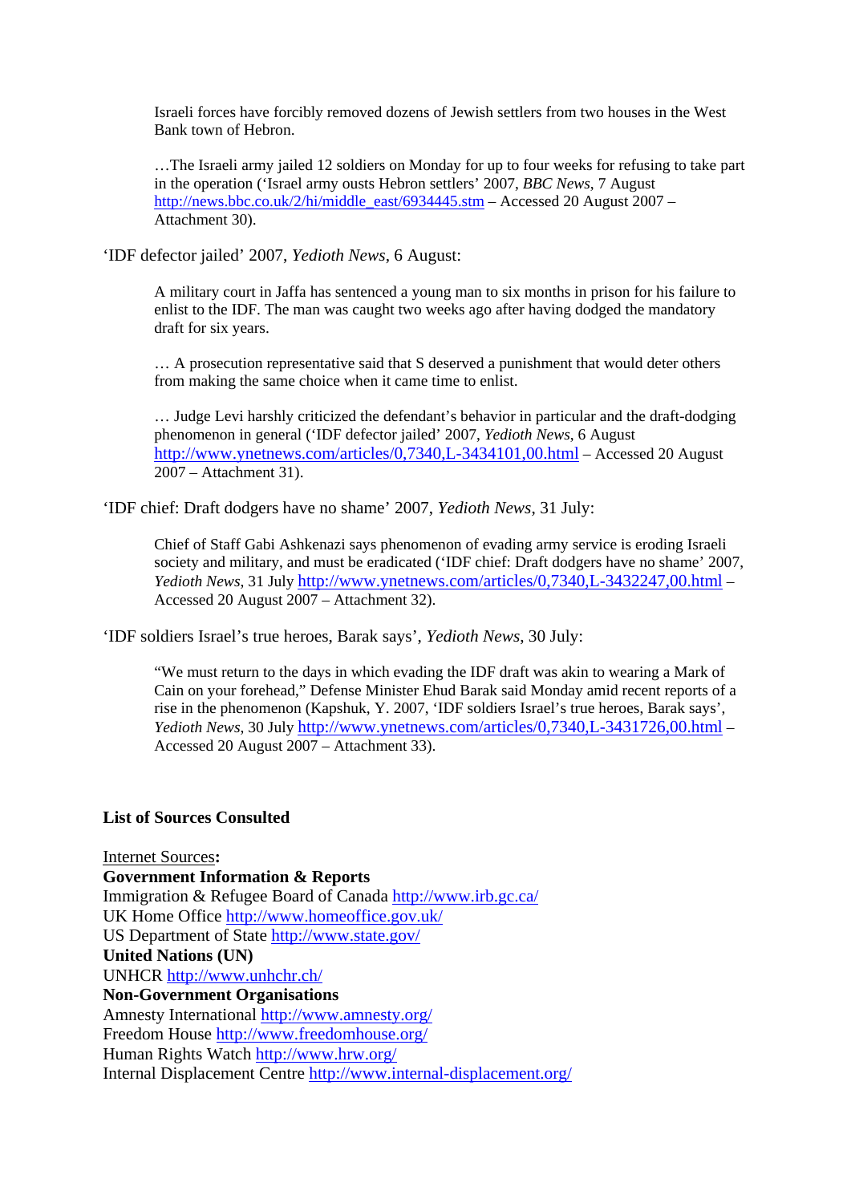> Israeli forces have forcibly removed dozens of Jewish settlers from two houses in the West Bank town of Hebron.
>
> …The Israeli army jailed 12 soldiers on Monday for up to four weeks for refusing to take part in the operation ('Israel army ousts Hebron settlers' 2007, *BBC News*, 7 August http://news.bbc.co.uk/2/hi/middle_east/6934445.stm – Accessed 20 August 2007 – Attachment 30).

'IDF defector jailed' 2007, *Yedioth News*, 6 August:

> A military court in Jaffa has sentenced a young man to six months in prison for his failure to enlist to the IDF. The man was caught two weeks ago after having dodged the mandatory draft for six years.
>
> … A prosecution representative said that S deserved a punishment that would deter others from making the same choice when it came time to enlist.
>
> … Judge Levi harshly criticized the defendant's behavior in particular and the draft-dodging phenomenon in general ('IDF defector jailed' 2007, *Yedioth News*, 6 August http://www.ynetnews.com/articles/0,7340,L-3434101,00.html – Accessed 20 August 2007 – Attachment 31).

'IDF chief: Draft dodgers have no shame' 2007, *Yedioth News*, 31 July:

> Chief of Staff Gabi Ashkenazi says phenomenon of evading army service is eroding Israeli society and military, and must be eradicated ('IDF chief: Draft dodgers have no shame' 2007, *Yedioth News*, 31 July http://www.ynetnews.com/articles/0,7340,L-3432247,00.html – Accessed 20 August 2007 – Attachment 32).

'IDF soldiers Israel's true heroes, Barak says', *Yedioth News*, 30 July:

> "We must return to the days in which evading the IDF draft was akin to wearing a Mark of Cain on your forehead," Defense Minister Ehud Barak said Monday amid recent reports of a rise in the phenomenon (Kapshuk, Y. 2007, 'IDF soldiers Israel's true heroes, Barak says', *Yedioth News*, 30 July http://www.ynetnews.com/articles/0,7340,L-3431726,00.html – Accessed 20 August 2007 – Attachment 33).

## List of Sources Consulted

Internet Sources:

**Government Information & Reports**
Immigration & Refugee Board of Canada http://www.irb.gc.ca/
UK Home Office http://www.homeoffice.gov.uk/
US Department of State http://www.state.gov/

**United Nations (UN)**
UNHCR http://www.unhchr.ch/

**Non-Government Organisations**
Amnesty International http://www.amnesty.org/
Freedom House http://www.freedomhouse.org/
Human Rights Watch http://www.hrw.org/
Internal Displacement Centre http://www.internal-displacement.org/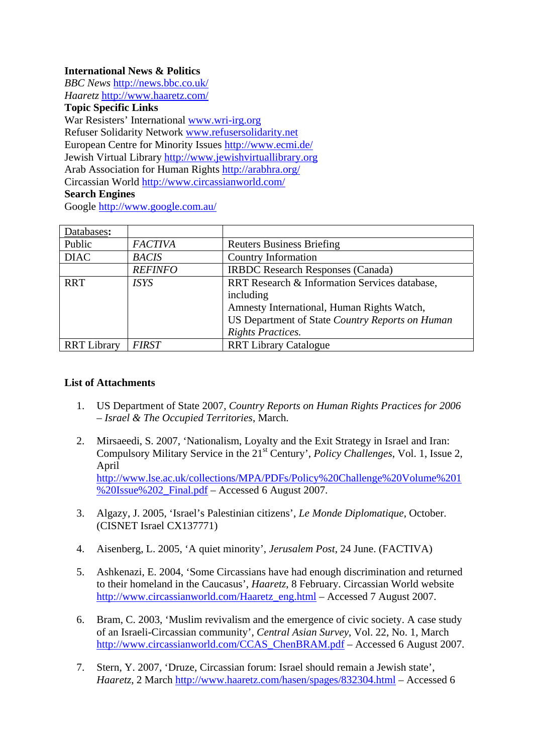**International News & Politics**
*BBC News* http://news.bbc.co.uk/
*Haaretz* http://www.haaretz.com/
**Topic Specific Links**
War Resisters' International www.wri-irg.org
Refuser Solidarity Network www.refusersolidarity.net
European Centre for Minority Issues http://www.ecmi.de/
Jewish Virtual Library http://www.jewishvirtuallibrary.org
Arab Association for Human Rights http://arabhra.org/
Circassian World http://www.circassianworld.com/
**Search Engines**
Google http://www.google.com.au/

| Databases: | | |
|---|---|---|
| Public | *FACTIVA* | Reuters Business Briefing |
| DIAC | *BACIS* | Country Information |
| | *REFINFO* | IRBDC Research Responses (Canada) |
| RRT | *ISYS* | RRT Research & Information Services database, including Amnesty International, Human Rights Watch, US Department of State *Country Reports on Human Rights Practices.* |
| RRT Library | *FIRST* | RRT Library Catalogue |

**List of Attachments**

1. US Department of State 2007, *Country Reports on Human Rights Practices for 2006 – Israel & The Occupied Territories*, March.

2. Mirsaeedi, S. 2007, 'Nationalism, Loyalty and the Exit Strategy in Israel and Iran: Compulsory Military Service in the 21st Century', *Policy Challenges*, Vol. 1, Issue 2, April http://www.lse.ac.uk/collections/MPA/PDFs/Policy%20Challenge%20Volume%201%20Issue%202_Final.pdf – Accessed 6 August 2007.

3. Algazy, J. 2005, 'Israel's Palestinian citizens', *Le Monde Diplomatique*, October. (CISNET Israel CX137771)

4. Aisenberg, L. 2005, 'A quiet minority', *Jerusalem Post*, 24 June. (FACTIVA)

5. Ashkenazi, E. 2004, 'Some Circassians have had enough discrimination and returned to their homeland in the Caucasus', *Haaretz*, 8 February. Circassian World website http://www.circassianworld.com/Haaretz_eng.html – Accessed 7 August 2007.

6. Bram, C. 2003, 'Muslim revivalism and the emergence of civic society. A case study of an Israeli-Circassian community', *Central Asian Survey*, Vol. 22, No. 1, March http://www.circassianworld.com/CCAS_ChenBRAM.pdf – Accessed 6 August 2007.

7. Stern, Y. 2007, 'Druze, Circassian forum: Israel should remain a Jewish state', *Haaretz*, 2 March http://www.haaretz.com/hasen/spages/832304.html – Accessed 6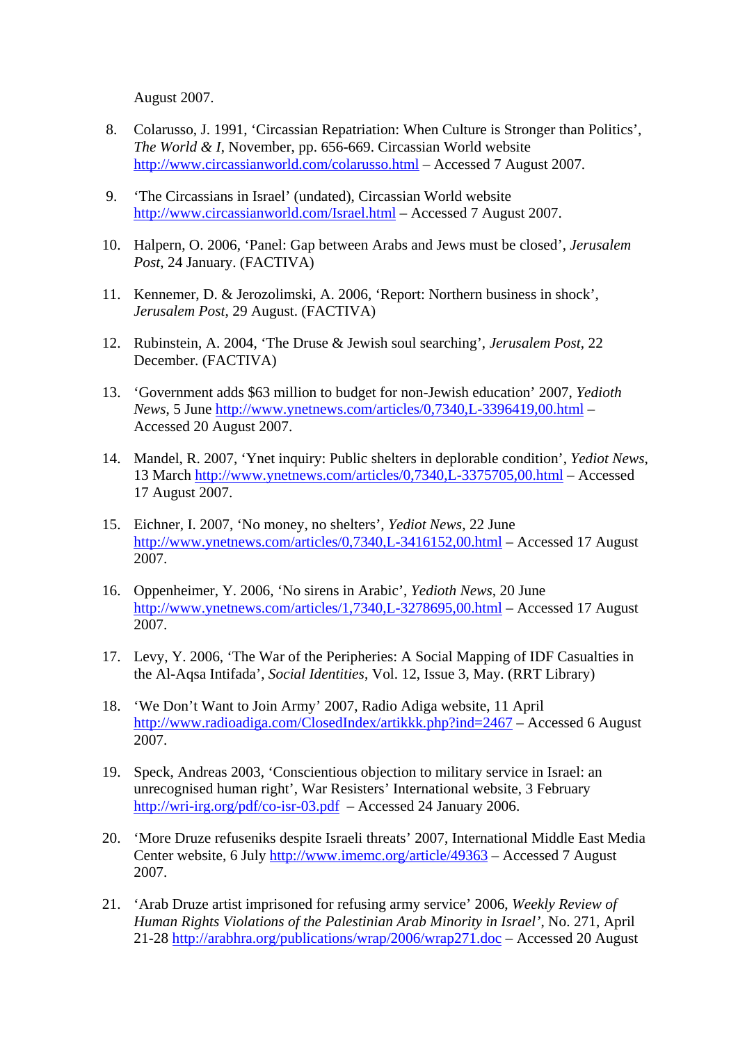August 2007.

8. Colarusso, J. 1991, 'Circassian Repatriation: When Culture is Stronger than Politics', *The World & I*, November, pp. 656-669. Circassian World website http://www.circassianworld.com/colarusso.html – Accessed 7 August 2007.

9. 'The Circassians in Israel' (undated), Circassian World website http://www.circassianworld.com/Israel.html – Accessed 7 August 2007.

10. Halpern, O. 2006, 'Panel: Gap between Arabs and Jews must be closed', *Jerusalem Post*, 24 January. (FACTIVA)

11. Kennemer, D. & Jerozolimski, A. 2006, 'Report: Northern business in shock', *Jerusalem Post*, 29 August. (FACTIVA)

12. Rubinstein, A. 2004, 'The Druse & Jewish soul searching', *Jerusalem Post*, 22 December. (FACTIVA)

13. 'Government adds $63 million to budget for non-Jewish education' 2007, *Yedioth News*, 5 June http://www.ynetnews.com/articles/0,7340,L-3396419,00.html – Accessed 20 August 2007.

14. Mandel, R. 2007, 'Ynet inquiry: Public shelters in deplorable condition', *Yediot News*, 13 March http://www.ynetnews.com/articles/0,7340,L-3375705,00.html – Accessed 17 August 2007.

15. Eichner, I. 2007, 'No money, no shelters', *Yediot News*, 22 June http://www.ynetnews.com/articles/0,7340,L-3416152,00.html – Accessed 17 August 2007.

16. Oppenheimer, Y. 2006, 'No sirens in Arabic', *Yedioth News*, 20 June http://www.ynetnews.com/articles/1,7340,L-3278695,00.html – Accessed 17 August 2007.

17. Levy, Y. 2006, 'The War of the Peripheries: A Social Mapping of IDF Casualties in the Al-Aqsa Intifada', *Social Identities*, Vol. 12, Issue 3, May. (RRT Library)

18. 'We Don't Want to Join Army' 2007, Radio Adiga website, 11 April http://www.radioadiga.com/ClosedIndex/artikkk.php?ind=2467 – Accessed 6 August 2007.

19. Speck, Andreas 2003, 'Conscientious objection to military service in Israel: an unrecognised human right', War Resisters' International website, 3 February http://wri-irg.org/pdf/co-isr-03.pdf – Accessed 24 January 2006.

20. 'More Druze refuseniks despite Israeli threats' 2007, International Middle East Media Center website, 6 July http://www.imemc.org/article/49363 – Accessed 7 August 2007.

21. 'Arab Druze artist imprisoned for refusing army service' 2006, *Weekly Review of Human Rights Violations of the Palestinian Arab Minority in Israel'*, No. 271, April 21-28 http://arabhra.org/publications/wrap/2006/wrap271.doc – Accessed 20 August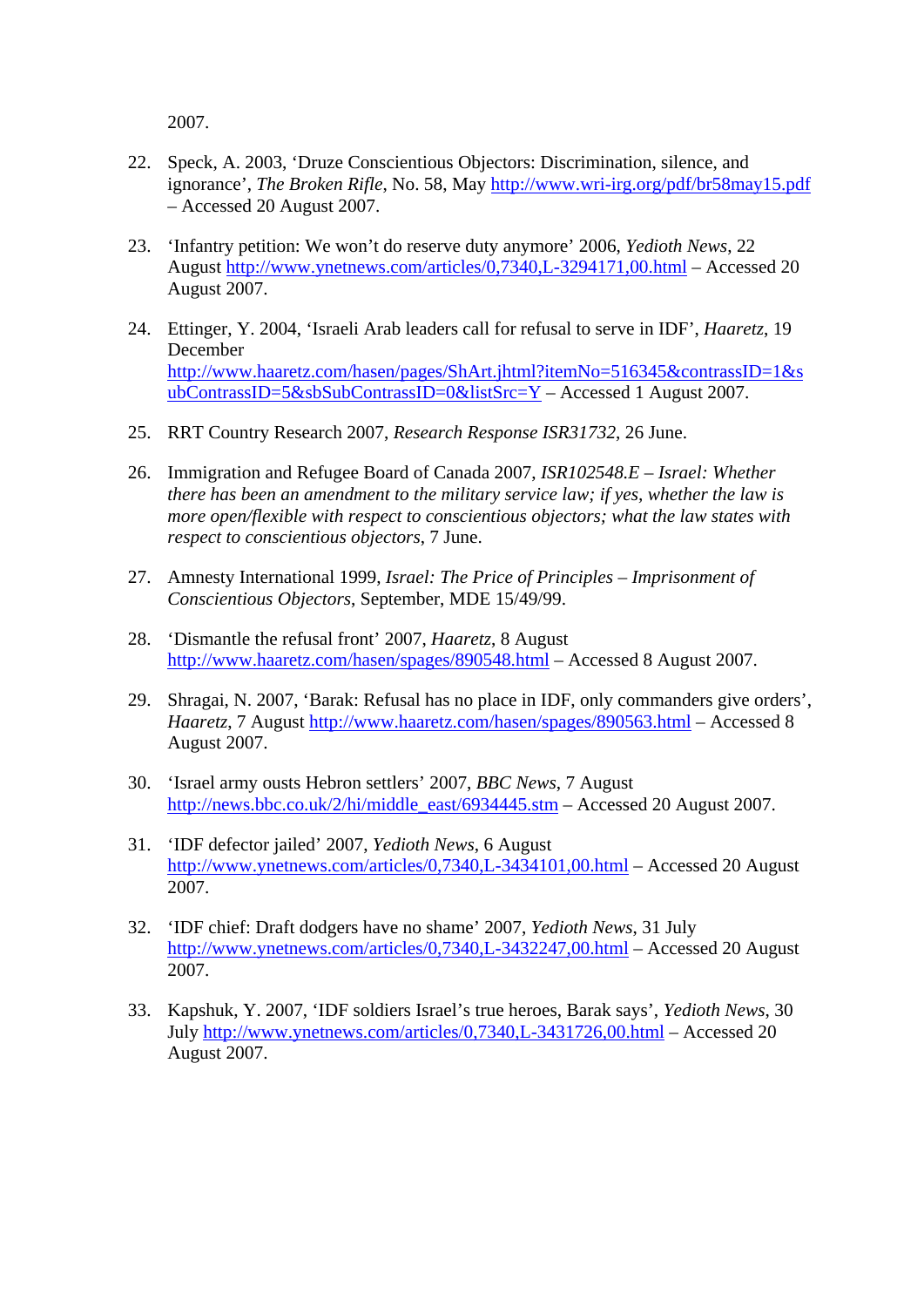2007.

22. Speck, A. 2003, 'Druze Conscientious Objectors: Discrimination, silence, and ignorance', *The Broken Rifle*, No. 58, May http://www.wri-irg.org/pdf/br58may15.pdf – Accessed 20 August 2007.

23. 'Infantry petition: We won't do reserve duty anymore' 2006, *Yedioth News*, 22 August http://www.ynetnews.com/articles/0,7340,L-3294171,00.html – Accessed 20 August 2007.

24. Ettinger, Y. 2004, 'Israeli Arab leaders call for refusal to serve in IDF', *Haaretz*, 19 December http://www.haaretz.com/hasen/pages/ShArt.jhtml?itemNo=516345&contrassID=1&subContrassID=5&sbSubContrassID=0&listSrc=Y – Accessed 1 August 2007.

25. RRT Country Research 2007, *Research Response ISR31732*, 26 June.

26. Immigration and Refugee Board of Canada 2007, *ISR102548.E – Israel: Whether there has been an amendment to the military service law; if yes, whether the law is more open/flexible with respect to conscientious objectors; what the law states with respect to conscientious objectors*, 7 June.

27. Amnesty International 1999, *Israel: The Price of Principles – Imprisonment of Conscientious Objectors*, September, MDE 15/49/99.

28. 'Dismantle the refusal front' 2007, *Haaretz*, 8 August http://www.haaretz.com/hasen/spages/890548.html – Accessed 8 August 2007.

29. Shragai, N. 2007, 'Barak: Refusal has no place in IDF, only commanders give orders', *Haaretz*, 7 August http://www.haaretz.com/hasen/spages/890563.html – Accessed 8 August 2007.

30. 'Israel army ousts Hebron settlers' 2007, *BBC News*, 7 August http://news.bbc.co.uk/2/hi/middle_east/6934445.stm – Accessed 20 August 2007.

31. 'IDF defector jailed' 2007, *Yedioth News*, 6 August http://www.ynetnews.com/articles/0,7340,L-3434101,00.html – Accessed 20 August 2007.

32. 'IDF chief: Draft dodgers have no shame' 2007, *Yedioth News*, 31 July http://www.ynetnews.com/articles/0,7340,L-3432247,00.html – Accessed 20 August 2007.

33. Kapshuk, Y. 2007, 'IDF soldiers Israel's true heroes, Barak says', *Yedioth News*, 30 July http://www.ynetnews.com/articles/0,7340,L-3431726,00.html – Accessed 20 August 2007.